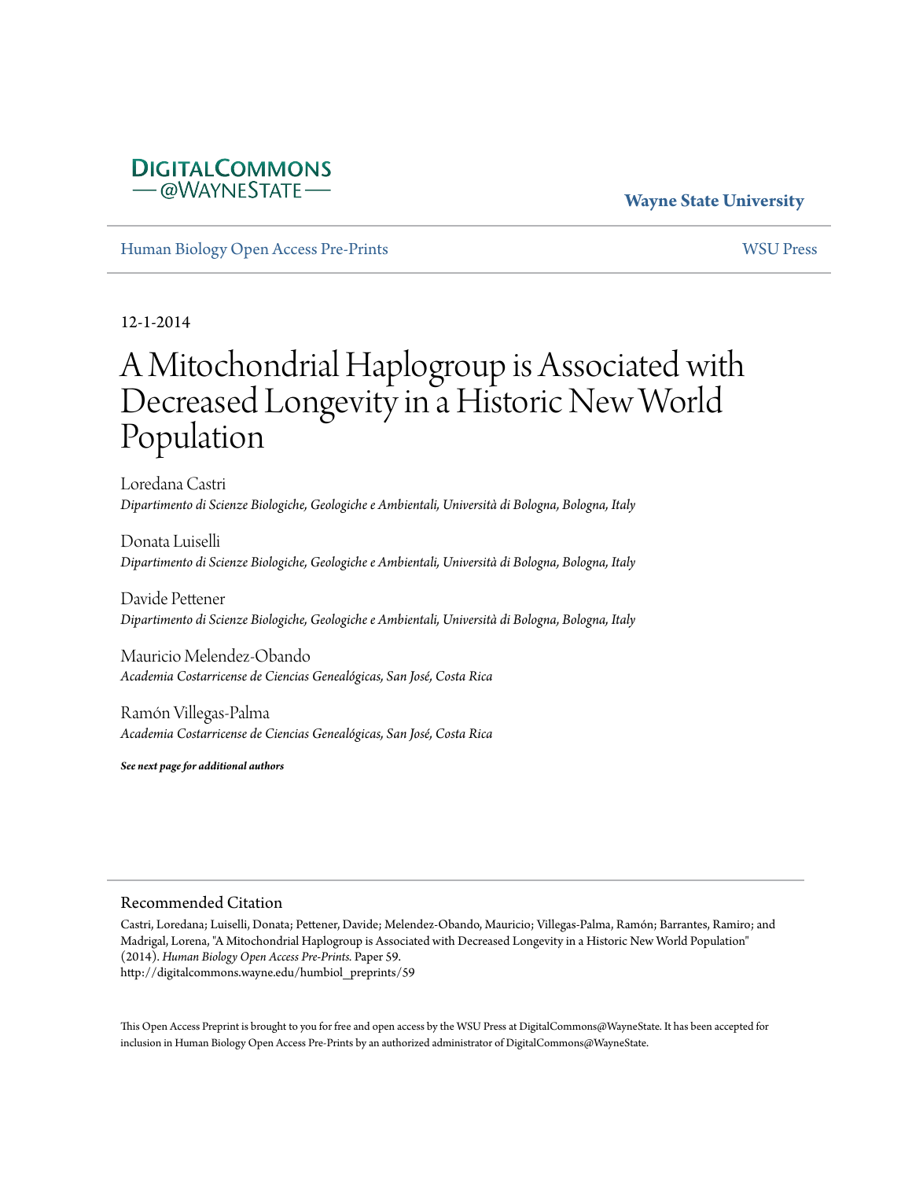**DigitalCommons@WayneState**

**Wayne State University**

Human Biology Open Access Pre-Prints | WSU Press

12-1-2014

# A Mitochondrial Haplogroup is Associated with Decreased Longevity in a Historic New World Population

Loredana Castri
*Dipartimento di Scienze Biologiche, Geologiche e Ambientali, Università di Bologna, Bologna, Italy*

Donata Luiselli
*Dipartimento di Scienze Biologiche, Geologiche e Ambientali, Università di Bologna, Bologna, Italy*

Davide Pettener
*Dipartimento di Scienze Biologiche, Geologiche e Ambientali, Università di Bologna, Bologna, Italy*

Mauricio Melendez-Obando
*Academia Costarricense de Ciencias Genealógicas, San José, Costa Rica*

Ramón Villegas-Palma
*Academia Costarricense de Ciencias Genealógicas, San José, Costa Rica*

***See next page for additional authors***

## Recommended Citation

Castri, Loredana; Luiselli, Donata; Pettener, Davide; Melendez-Obando, Mauricio; Villegas-Palma, Ramón; Barrantes, Ramiro; and Madrigal, Lorena, "A Mitochondrial Haplogroup is Associated with Decreased Longevity in a Historic New World Population" (2014). *Human Biology Open Access Pre-Prints.* Paper 59.
http://digitalcommons.wayne.edu/humbiol_preprints/59

This Open Access Preprint is brought to you for free and open access by the WSU Press at DigitalCommons@WayneState. It has been accepted for inclusion in Human Biology Open Access Pre-Prints by an authorized administrator of DigitalCommons@WayneState.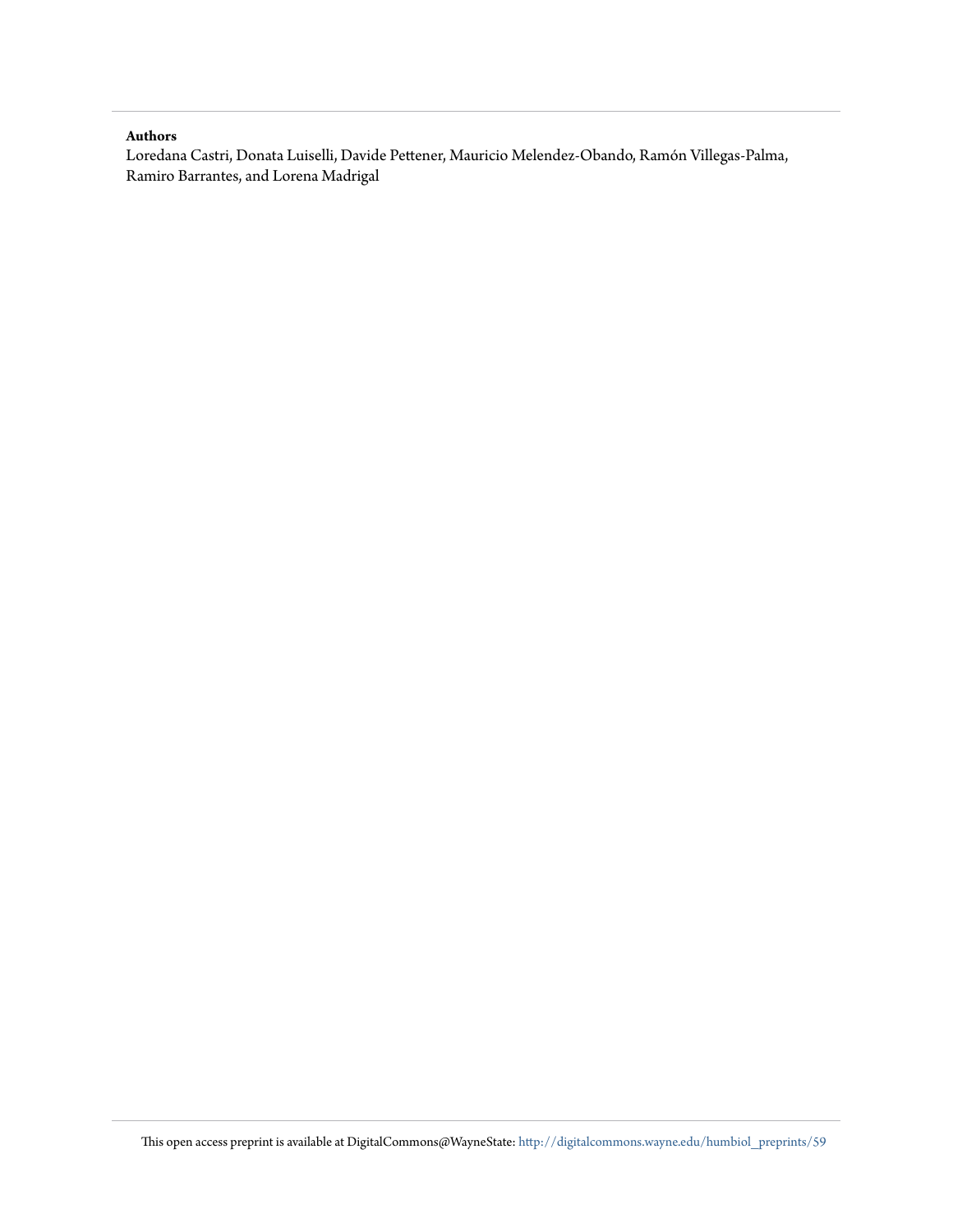**Authors**

Loredana Castri, Donata Luiselli, Davide Pettener, Mauricio Melendez-Obando, Ramón Villegas-Palma, Ramiro Barrantes, and Lorena Madrigal

This open access preprint is available at DigitalCommons@WayneState: http://digitalcommons.wayne.edu/humbiol_preprints/59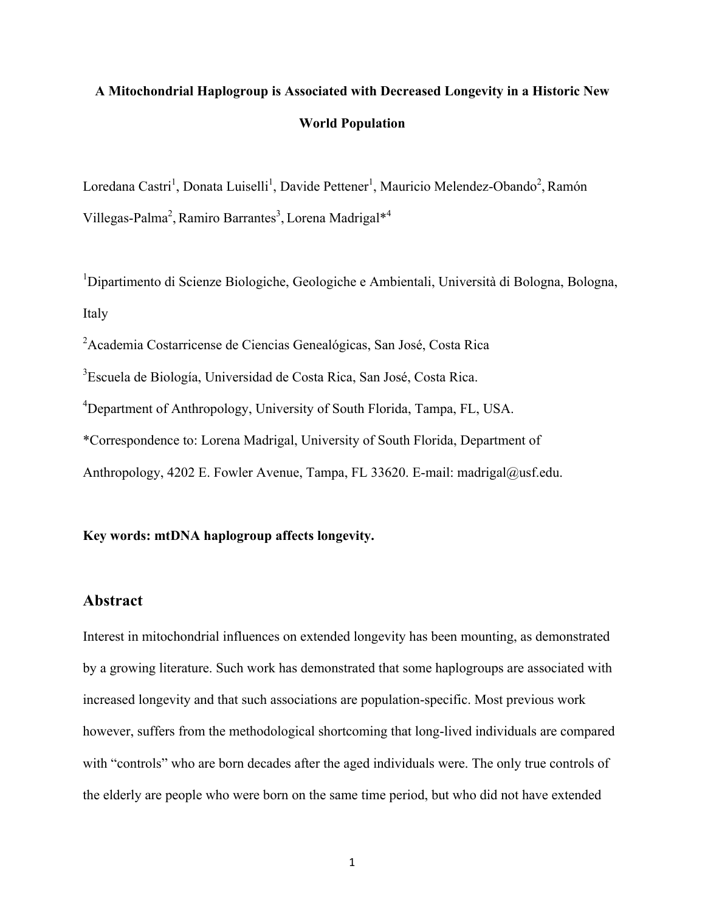**A Mitochondrial Haplogroup is Associated with Decreased Longevity in a Historic New World Population**

Loredana Castri[1], Donata Luiselli[1], Davide Pettener[1], Mauricio Melendez-Obando[2], Ramón Villegas-Palma[2], Ramiro Barrantes[3], Lorena Madrigal*[4]

[1]Dipartimento di Scienze Biologiche, Geologiche e Ambientali, Università di Bologna, Bologna, Italy

[2]Academia Costarricense de Ciencias Genealógicas, San José, Costa Rica

[3]Escuela de Biología, Universidad de Costa Rica, San José, Costa Rica.

[4]Department of Anthropology, University of South Florida, Tampa, FL, USA.

*Correspondence to: Lorena Madrigal, University of South Florida, Department of Anthropology, 4202 E. Fowler Avenue, Tampa, FL 33620. E-mail: madrigal@usf.edu.

**Key words: mtDNA haplogroup affects longevity.**

## Abstract

Interest in mitochondrial influences on extended longevity has been mounting, as demonstrated by a growing literature. Such work has demonstrated that some haplogroups are associated with increased longevity and that such associations are population-specific. Most previous work however, suffers from the methodological shortcoming that long-lived individuals are compared with "controls" who are born decades after the aged individuals were. The only true controls of the elderly are people who were born on the same time period, but who did not have extended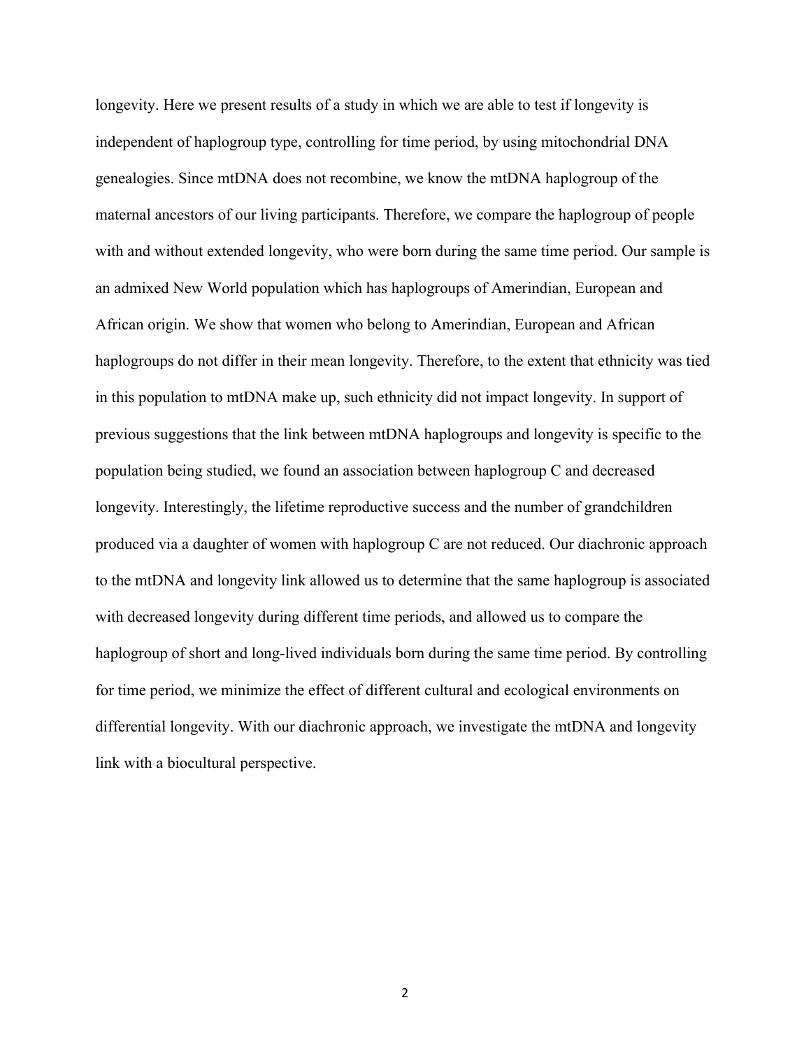longevity. Here we present results of a study in which we are able to test if longevity is independent of haplogroup type, controlling for time period, by using mitochondrial DNA genealogies. Since mtDNA does not recombine, we know the mtDNA haplogroup of the maternal ancestors of our living participants. Therefore, we compare the haplogroup of people with and without extended longevity, who were born during the same time period. Our sample is an admixed New World population which has haplogroups of Amerindian, European and African origin. We show that women who belong to Amerindian, European and African haplogroups do not differ in their mean longevity. Therefore, to the extent that ethnicity was tied in this population to mtDNA make up, such ethnicity did not impact longevity. In support of previous suggestions that the link between mtDNA haplogroups and longevity is specific to the population being studied, we found an association between haplogroup C and decreased longevity. Interestingly, the lifetime reproductive success and the number of grandchildren produced via a daughter of women with haplogroup C are not reduced. Our diachronic approach to the mtDNA and longevity link allowed us to determine that the same haplogroup is associated with decreased longevity during different time periods, and allowed us to compare the haplogroup of short and long-lived individuals born during the same time period. By controlling for time period, we minimize the effect of different cultural and ecological environments on differential longevity. With our diachronic approach, we investigate the mtDNA and longevity link with a biocultural perspective.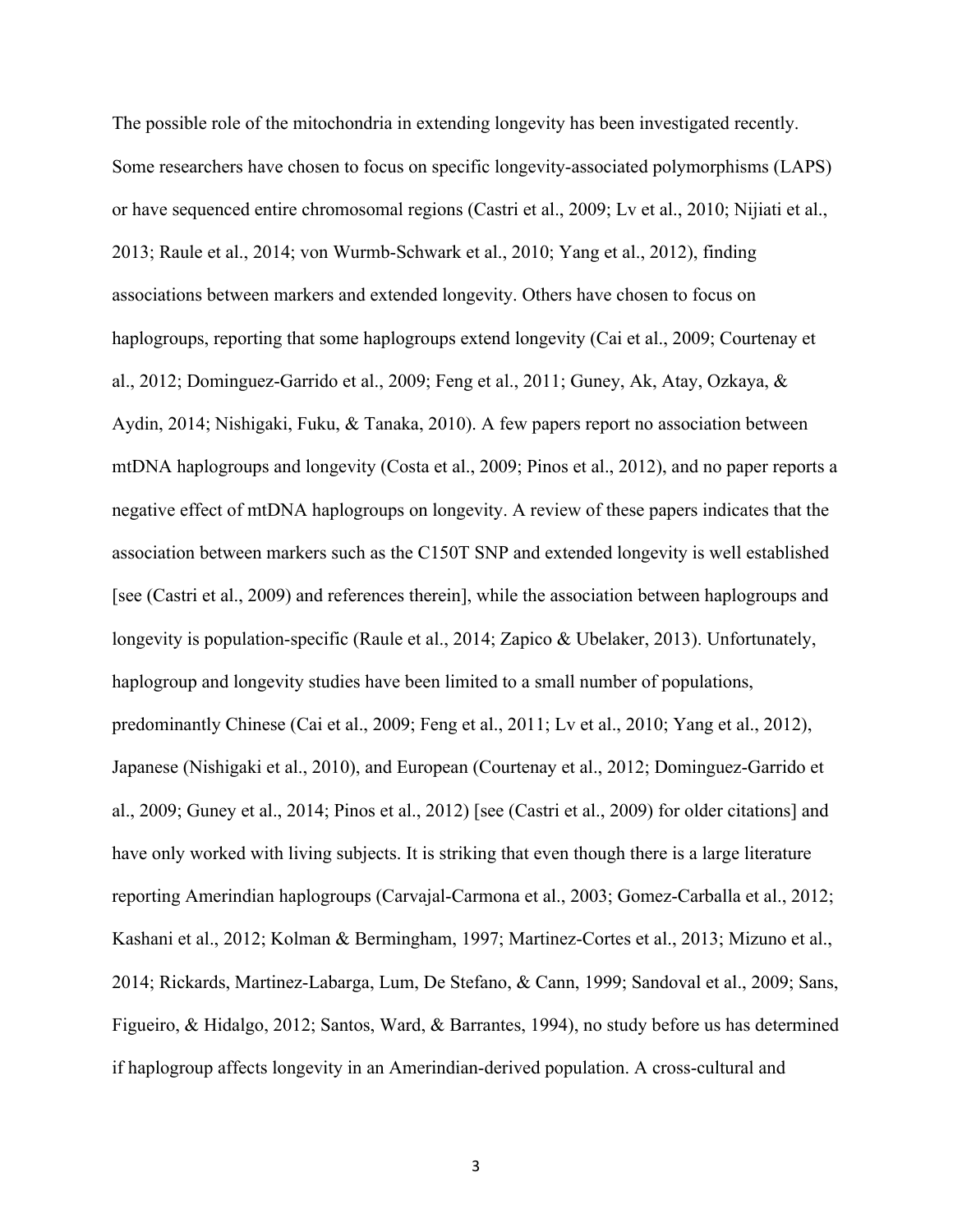The possible role of the mitochondria in extending longevity has been investigated recently. Some researchers have chosen to focus on specific longevity-associated polymorphisms (LAPS) or have sequenced entire chromosomal regions (Castri et al., 2009; Lv et al., 2010; Nijiati et al., 2013; Raule et al., 2014; von Wurmb-Schwark et al., 2010; Yang et al., 2012), finding associations between markers and extended longevity. Others have chosen to focus on haplogroups, reporting that some haplogroups extend longevity (Cai et al., 2009; Courtenay et al., 2012; Dominguez-Garrido et al., 2009; Feng et al., 2011; Guney, Ak, Atay, Ozkaya, & Aydin, 2014; Nishigaki, Fuku, & Tanaka, 2010). A few papers report no association between mtDNA haplogroups and longevity (Costa et al., 2009; Pinos et al., 2012), and no paper reports a negative effect of mtDNA haplogroups on longevity. A review of these papers indicates that the association between markers such as the C150T SNP and extended longevity is well established [see (Castri et al., 2009) and references therein], while the association between haplogroups and longevity is population-specific (Raule et al., 2014; Zapico & Ubelaker, 2013). Unfortunately, haplogroup and longevity studies have been limited to a small number of populations, predominantly Chinese (Cai et al., 2009; Feng et al., 2011; Lv et al., 2010; Yang et al., 2012), Japanese (Nishigaki et al., 2010), and European (Courtenay et al., 2012; Dominguez-Garrido et al., 2009; Guney et al., 2014; Pinos et al., 2012) [see (Castri et al., 2009) for older citations] and have only worked with living subjects. It is striking that even though there is a large literature reporting Amerindian haplogroups (Carvajal-Carmona et al., 2003; Gomez-Carballa et al., 2012; Kashani et al., 2012; Kolman & Bermingham, 1997; Martinez-Cortes et al., 2013; Mizuno et al., 2014; Rickards, Martinez-Labarga, Lum, De Stefano, & Cann, 1999; Sandoval et al., 2009; Sans, Figueiro, & Hidalgo, 2012; Santos, Ward, & Barrantes, 1994), no study before us has determined if haplogroup affects longevity in an Amerindian-derived population. A cross-cultural and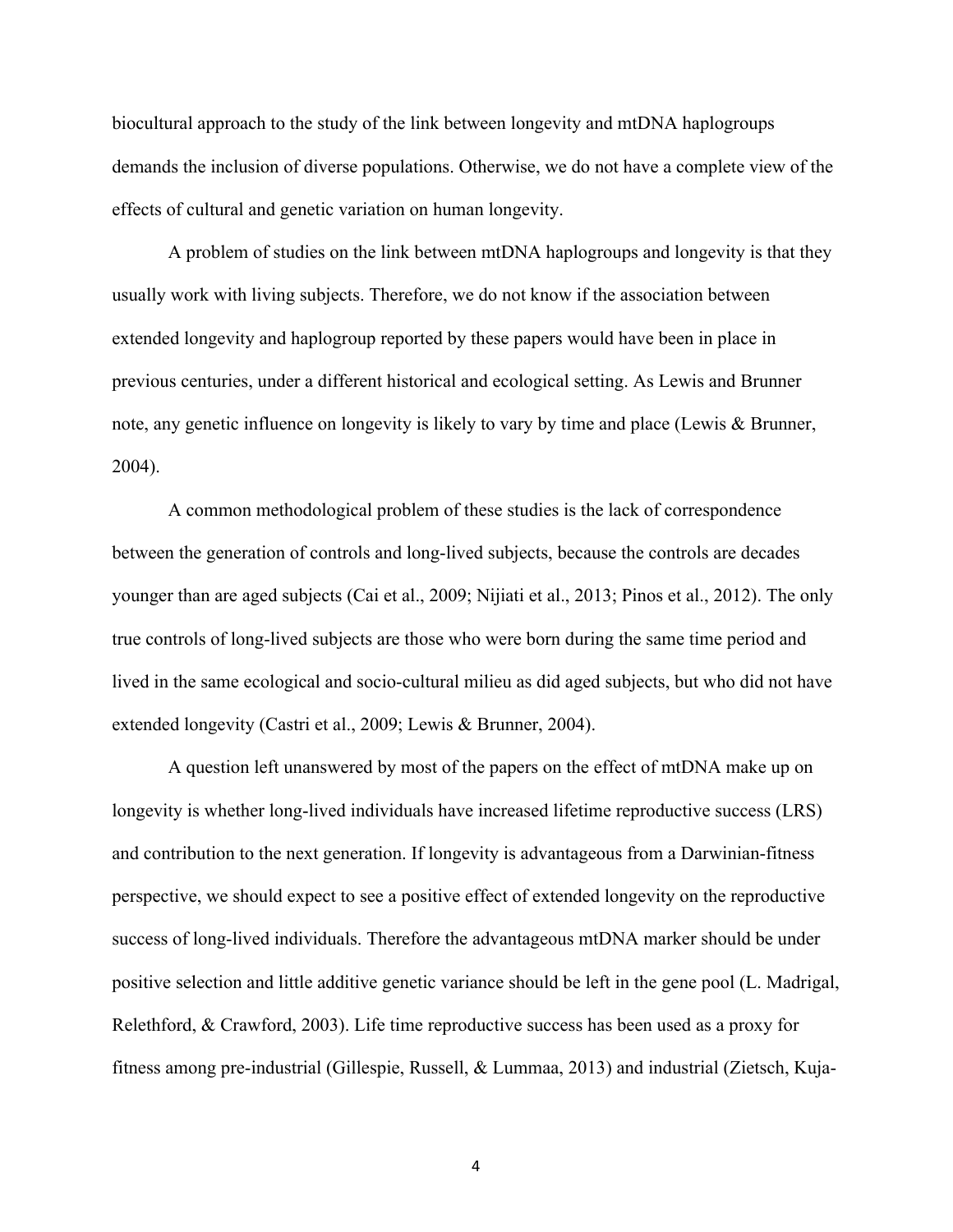biocultural approach to the study of the link between longevity and mtDNA haplogroups demands the inclusion of diverse populations. Otherwise, we do not have a complete view of the effects of cultural and genetic variation on human longevity.

A problem of studies on the link between mtDNA haplogroups and longevity is that they usually work with living subjects. Therefore, we do not know if the association between extended longevity and haplogroup reported by these papers would have been in place in previous centuries, under a different historical and ecological setting. As Lewis and Brunner note, any genetic influence on longevity is likely to vary by time and place (Lewis & Brunner, 2004).

A common methodological problem of these studies is the lack of correspondence between the generation of controls and long-lived subjects, because the controls are decades younger than are aged subjects (Cai et al., 2009; Nijiati et al., 2013; Pinos et al., 2012). The only true controls of long-lived subjects are those who were born during the same time period and lived in the same ecological and socio-cultural milieu as did aged subjects, but who did not have extended longevity (Castri et al., 2009; Lewis & Brunner, 2004).

A question left unanswered by most of the papers on the effect of mtDNA make up on longevity is whether long-lived individuals have increased lifetime reproductive success (LRS) and contribution to the next generation. If longevity is advantageous from a Darwinian-fitness perspective, we should expect to see a positive effect of extended longevity on the reproductive success of long-lived individuals. Therefore the advantageous mtDNA marker should be under positive selection and little additive genetic variance should be left in the gene pool (L. Madrigal, Relethford, & Crawford, 2003). Life time reproductive success has been used as a proxy for fitness among pre-industrial (Gillespie, Russell, & Lummaa, 2013) and industrial (Zietsch, Kuja-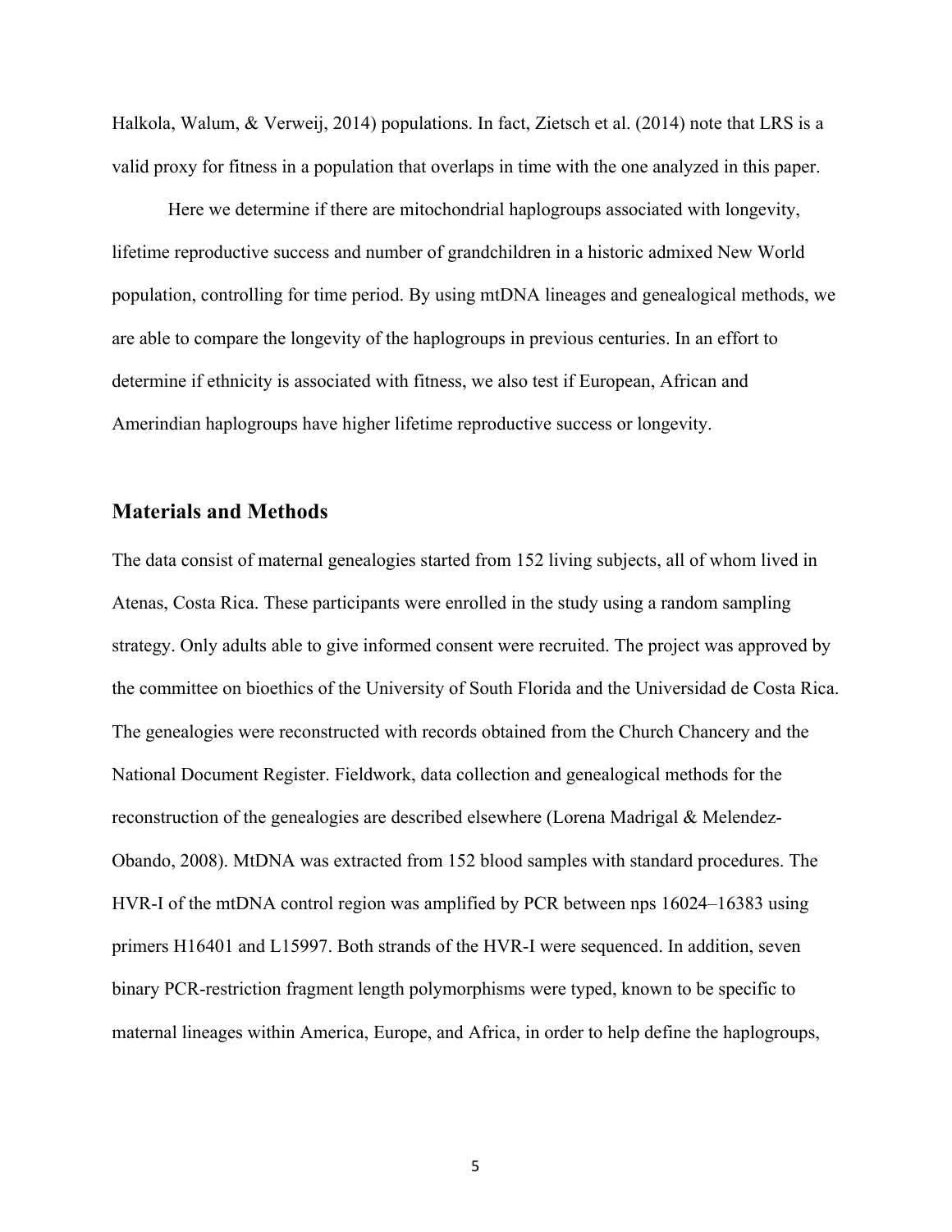Halkola, Walum, & Verweij, 2014) populations. In fact, Zietsch et al. (2014) note that LRS is a valid proxy for fitness in a population that overlaps in time with the one analyzed in this paper.

Here we determine if there are mitochondrial haplogroups associated with longevity, lifetime reproductive success and number of grandchildren in a historic admixed New World population, controlling for time period. By using mtDNA lineages and genealogical methods, we are able to compare the longevity of the haplogroups in previous centuries. In an effort to determine if ethnicity is associated with fitness, we also test if European, African and Amerindian haplogroups have higher lifetime reproductive success or longevity.

## Materials and Methods

The data consist of maternal genealogies started from 152 living subjects, all of whom lived in Atenas, Costa Rica. These participants were enrolled in the study using a random sampling strategy. Only adults able to give informed consent were recruited. The project was approved by the committee on bioethics of the University of South Florida and the Universidad de Costa Rica. The genealogies were reconstructed with records obtained from the Church Chancery and the National Document Register. Fieldwork, data collection and genealogical methods for the reconstruction of the genealogies are described elsewhere (Lorena Madrigal & Melendez-Obando, 2008). MtDNA was extracted from 152 blood samples with standard procedures. The HVR-I of the mtDNA control region was amplified by PCR between nps 16024–16383 using primers H16401 and L15997. Both strands of the HVR-I were sequenced. In addition, seven binary PCR-restriction fragment length polymorphisms were typed, known to be specific to maternal lineages within America, Europe, and Africa, in order to help define the haplogroups,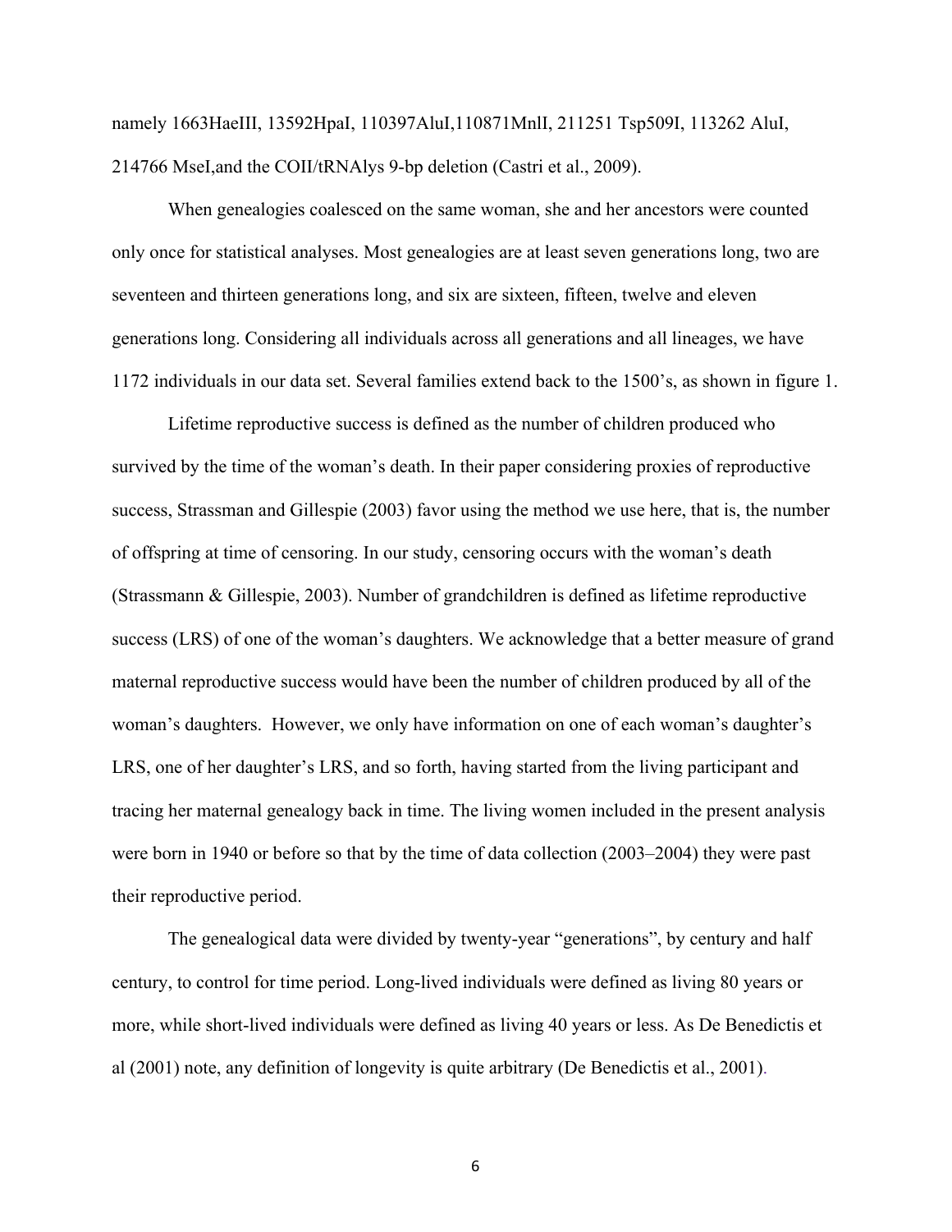namely 1663HaeIII, 13592HpaI, 110397AluI,110871MnlI, 211251 Tsp509I, 113262 AluI, 214766 MseI,and the COII/tRNAlys 9-bp deletion (Castri et al., 2009).

When genealogies coalesced on the same woman, she and her ancestors were counted only once for statistical analyses. Most genealogies are at least seven generations long, two are seventeen and thirteen generations long, and six are sixteen, fifteen, twelve and eleven generations long. Considering all individuals across all generations and all lineages, we have 1172 individuals in our data set. Several families extend back to the 1500's, as shown in figure 1.

Lifetime reproductive success is defined as the number of children produced who survived by the time of the woman's death. In their paper considering proxies of reproductive success, Strassman and Gillespie (2003) favor using the method we use here, that is, the number of offspring at time of censoring. In our study, censoring occurs with the woman's death (Strassmann & Gillespie, 2003). Number of grandchildren is defined as lifetime reproductive success (LRS) of one of the woman's daughters. We acknowledge that a better measure of grand maternal reproductive success would have been the number of children produced by all of the woman's daughters. However, we only have information on one of each woman's daughter's LRS, one of her daughter's LRS, and so forth, having started from the living participant and tracing her maternal genealogy back in time. The living women included in the present analysis were born in 1940 or before so that by the time of data collection (2003–2004) they were past their reproductive period.

The genealogical data were divided by twenty-year "generations", by century and half century, to control for time period. Long-lived individuals were defined as living 80 years or more, while short-lived individuals were defined as living 40 years or less. As De Benedictis et al (2001) note, any definition of longevity is quite arbitrary (De Benedictis et al., 2001).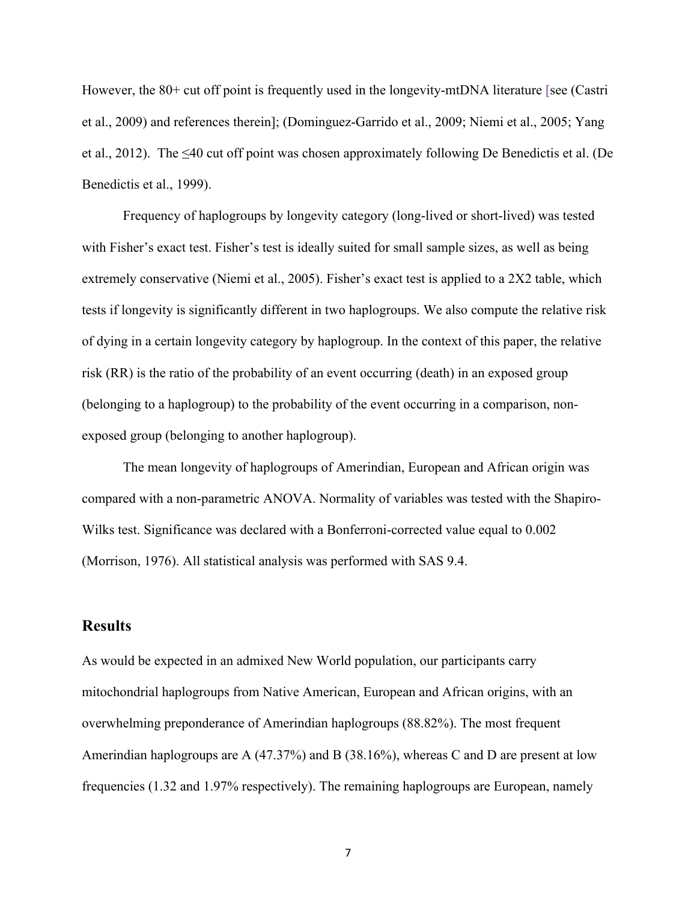However, the 80+ cut off point is frequently used in the longevity-mtDNA literature [see (Castri et al., 2009) and references therein]; (Dominguez-Garrido et al., 2009; Niemi et al., 2005; Yang et al., 2012). The ≤40 cut off point was chosen approximately following De Benedictis et al. (De Benedictis et al., 1999).

Frequency of haplogroups by longevity category (long-lived or short-lived) was tested with Fisher's exact test. Fisher's test is ideally suited for small sample sizes, as well as being extremely conservative (Niemi et al., 2005). Fisher's exact test is applied to a 2X2 table, which tests if longevity is significantly different in two haplogroups. We also compute the relative risk of dying in a certain longevity category by haplogroup. In the context of this paper, the relative risk (RR) is the ratio of the probability of an event occurring (death) in an exposed group (belonging to a haplogroup) to the probability of the event occurring in a comparison, non-exposed group (belonging to another haplogroup).

The mean longevity of haplogroups of Amerindian, European and African origin was compared with a non-parametric ANOVA. Normality of variables was tested with the Shapiro-Wilks test. Significance was declared with a Bonferroni-corrected value equal to 0.002 (Morrison, 1976). All statistical analysis was performed with SAS 9.4.

## Results

As would be expected in an admixed New World population, our participants carry mitochondrial haplogroups from Native American, European and African origins, with an overwhelming preponderance of Amerindian haplogroups (88.82%). The most frequent Amerindian haplogroups are A (47.37%) and B (38.16%), whereas C and D are present at low frequencies (1.32 and 1.97% respectively). The remaining haplogroups are European, namely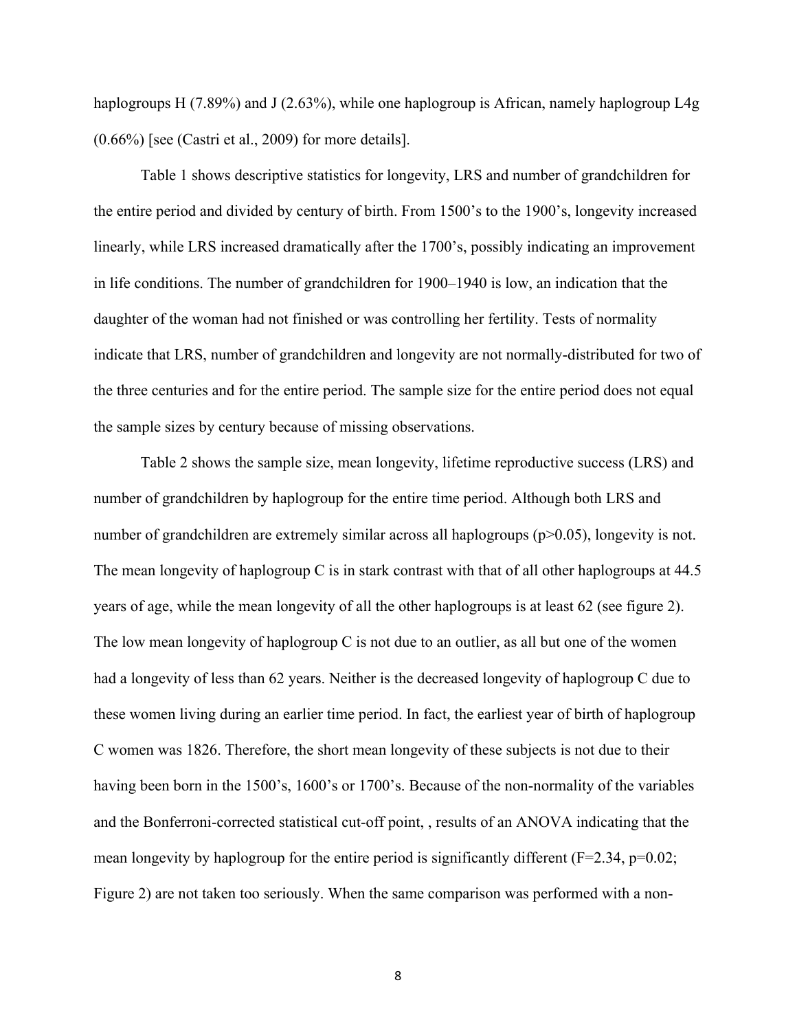haplogroups H (7.89%) and J (2.63%), while one haplogroup is African, namely haplogroup L4g (0.66%) [see (Castri et al., 2009) for more details].

Table 1 shows descriptive statistics for longevity, LRS and number of grandchildren for the entire period and divided by century of birth. From 1500's to the 1900's, longevity increased linearly, while LRS increased dramatically after the 1700's, possibly indicating an improvement in life conditions. The number of grandchildren for 1900–1940 is low, an indication that the daughter of the woman had not finished or was controlling her fertility. Tests of normality indicate that LRS, number of grandchildren and longevity are not normally-distributed for two of the three centuries and for the entire period. The sample size for the entire period does not equal the sample sizes by century because of missing observations.

Table 2 shows the sample size, mean longevity, lifetime reproductive success (LRS) and number of grandchildren by haplogroup for the entire time period. Although both LRS and number of grandchildren are extremely similar across all haplogroups ($p>0.05$), longevity is not. The mean longevity of haplogroup C is in stark contrast with that of all other haplogroups at 44.5 years of age, while the mean longevity of all the other haplogroups is at least 62 (see figure 2). The low mean longevity of haplogroup C is not due to an outlier, as all but one of the women had a longevity of less than 62 years. Neither is the decreased longevity of haplogroup C due to these women living during an earlier time period. In fact, the earliest year of birth of haplogroup C women was 1826. Therefore, the short mean longevity of these subjects is not due to their having been born in the 1500's, 1600's or 1700's. Because of the non-normality of the variables and the Bonferroni-corrected statistical cut-off point, , results of an ANOVA indicating that the mean longevity by haplogroup for the entire period is significantly different ($F=2.34$, $p=0.02$; Figure 2) are not taken too seriously. When the same comparison was performed with a non-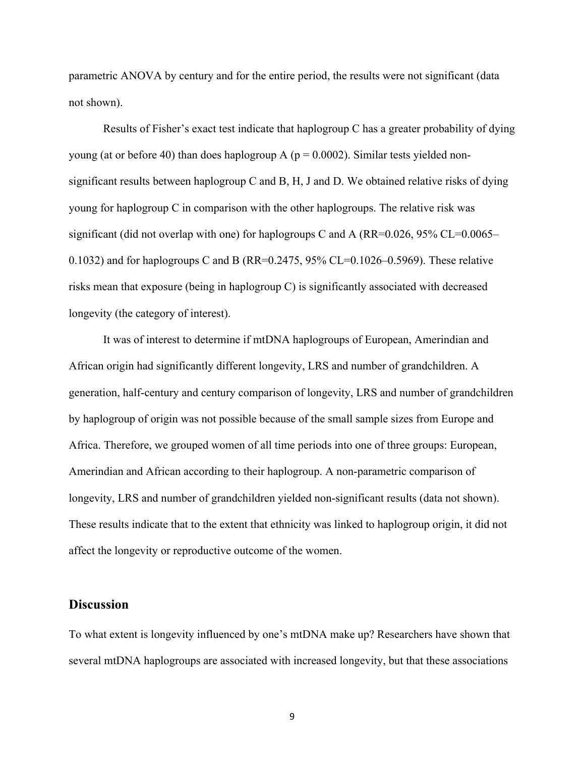parametric ANOVA by century and for the entire period, the results were not significant (data not shown).

Results of Fisher's exact test indicate that haplogroup C has a greater probability of dying young (at or before 40) than does haplogroup A ($p = 0.0002$). Similar tests yielded non-significant results between haplogroup C and B, H, J and D. We obtained relative risks of dying young for haplogroup C in comparison with the other haplogroups. The relative risk was significant (did not overlap with one) for haplogroups C and A (RR=0.026, 95% CL=0.0065–0.1032) and for haplogroups C and B (RR=0.2475, 95% CL=0.1026–0.5969). These relative risks mean that exposure (being in haplogroup C) is significantly associated with decreased longevity (the category of interest).

It was of interest to determine if mtDNA haplogroups of European, Amerindian and African origin had significantly different longevity, LRS and number of grandchildren. A generation, half-century and century comparison of longevity, LRS and number of grandchildren by haplogroup of origin was not possible because of the small sample sizes from Europe and Africa. Therefore, we grouped women of all time periods into one of three groups: European, Amerindian and African according to their haplogroup. A non-parametric comparison of longevity, LRS and number of grandchildren yielded non-significant results (data not shown). These results indicate that to the extent that ethnicity was linked to haplogroup origin, it did not affect the longevity or reproductive outcome of the women.

## Discussion

To what extent is longevity influenced by one's mtDNA make up? Researchers have shown that several mtDNA haplogroups are associated with increased longevity, but that these associations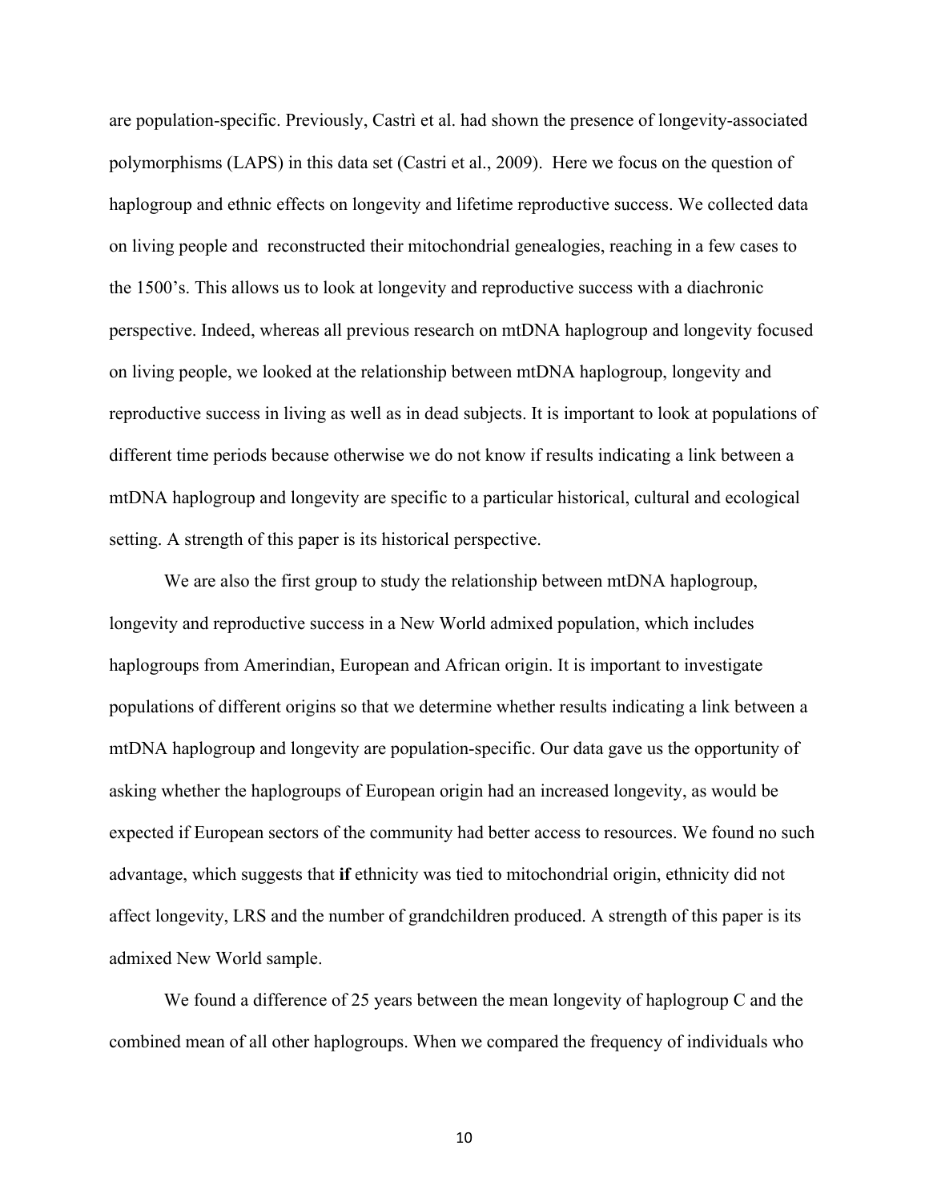are population-specific. Previously, Castrì et al. had shown the presence of longevity-associated polymorphisms (LAPS) in this data set (Castri et al., 2009). Here we focus on the question of haplogroup and ethnic effects on longevity and lifetime reproductive success. We collected data on living people and reconstructed their mitochondrial genealogies, reaching in a few cases to the 1500's. This allows us to look at longevity and reproductive success with a diachronic perspective. Indeed, whereas all previous research on mtDNA haplogroup and longevity focused on living people, we looked at the relationship between mtDNA haplogroup, longevity and reproductive success in living as well as in dead subjects. It is important to look at populations of different time periods because otherwise we do not know if results indicating a link between a mtDNA haplogroup and longevity are specific to a particular historical, cultural and ecological setting. A strength of this paper is its historical perspective.

We are also the first group to study the relationship between mtDNA haplogroup, longevity and reproductive success in a New World admixed population, which includes haplogroups from Amerindian, European and African origin. It is important to investigate populations of different origins so that we determine whether results indicating a link between a mtDNA haplogroup and longevity are population-specific. Our data gave us the opportunity of asking whether the haplogroups of European origin had an increased longevity, as would be expected if European sectors of the community had better access to resources. We found no such advantage, which suggests that **if** ethnicity was tied to mitochondrial origin, ethnicity did not affect longevity, LRS and the number of grandchildren produced. A strength of this paper is its admixed New World sample.

We found a difference of 25 years between the mean longevity of haplogroup C and the combined mean of all other haplogroups. When we compared the frequency of individuals who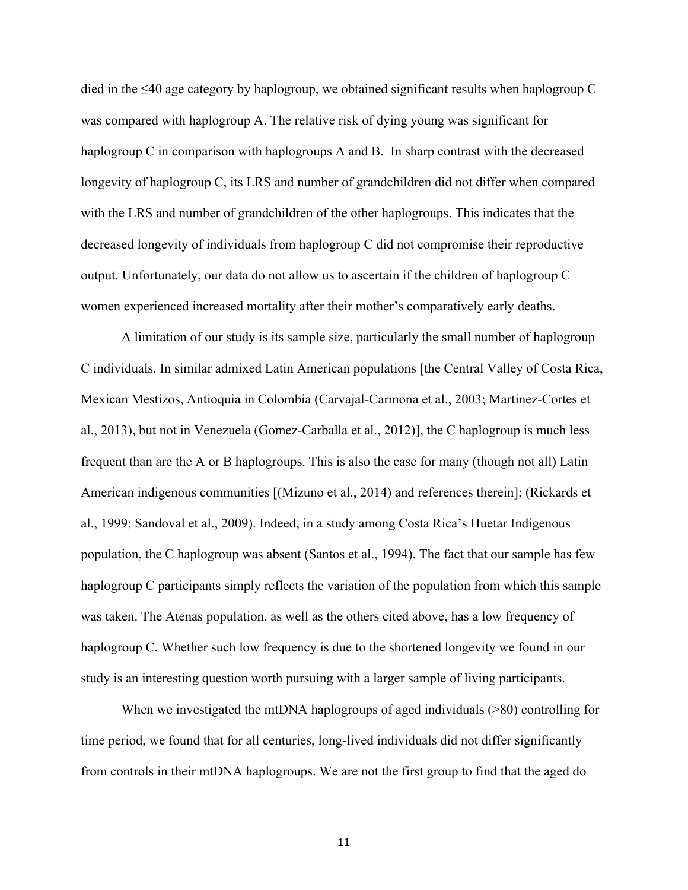died in the ≤40 age category by haplogroup, we obtained significant results when haplogroup C was compared with haplogroup A. The relative risk of dying young was significant for haplogroup C in comparison with haplogroups A and B. In sharp contrast with the decreased longevity of haplogroup C, its LRS and number of grandchildren did not differ when compared with the LRS and number of grandchildren of the other haplogroups. This indicates that the decreased longevity of individuals from haplogroup C did not compromise their reproductive output. Unfortunately, our data do not allow us to ascertain if the children of haplogroup C women experienced increased mortality after their mother's comparatively early deaths.

A limitation of our study is its sample size, particularly the small number of haplogroup C individuals. In similar admixed Latin American populations [the Central Valley of Costa Rica, Mexican Mestizos, Antioquia in Colombia (Carvajal-Carmona et al., 2003; Martinez-Cortes et al., 2013), but not in Venezuela (Gomez-Carballa et al., 2012)], the C haplogroup is much less frequent than are the A or B haplogroups. This is also the case for many (though not all) Latin American indigenous communities [(Mizuno et al., 2014) and references therein]; (Rickards et al., 1999; Sandoval et al., 2009). Indeed, in a study among Costa Rica's Huetar Indigenous population, the C haplogroup was absent (Santos et al., 1994). The fact that our sample has few haplogroup C participants simply reflects the variation of the population from which this sample was taken. The Atenas population, as well as the others cited above, has a low frequency of haplogroup C. Whether such low frequency is due to the shortened longevity we found in our study is an interesting question worth pursuing with a larger sample of living participants.

When we investigated the mtDNA haplogroups of aged individuals (>80) controlling for time period, we found that for all centuries, long-lived individuals did not differ significantly from controls in their mtDNA haplogroups. We are not the first group to find that the aged do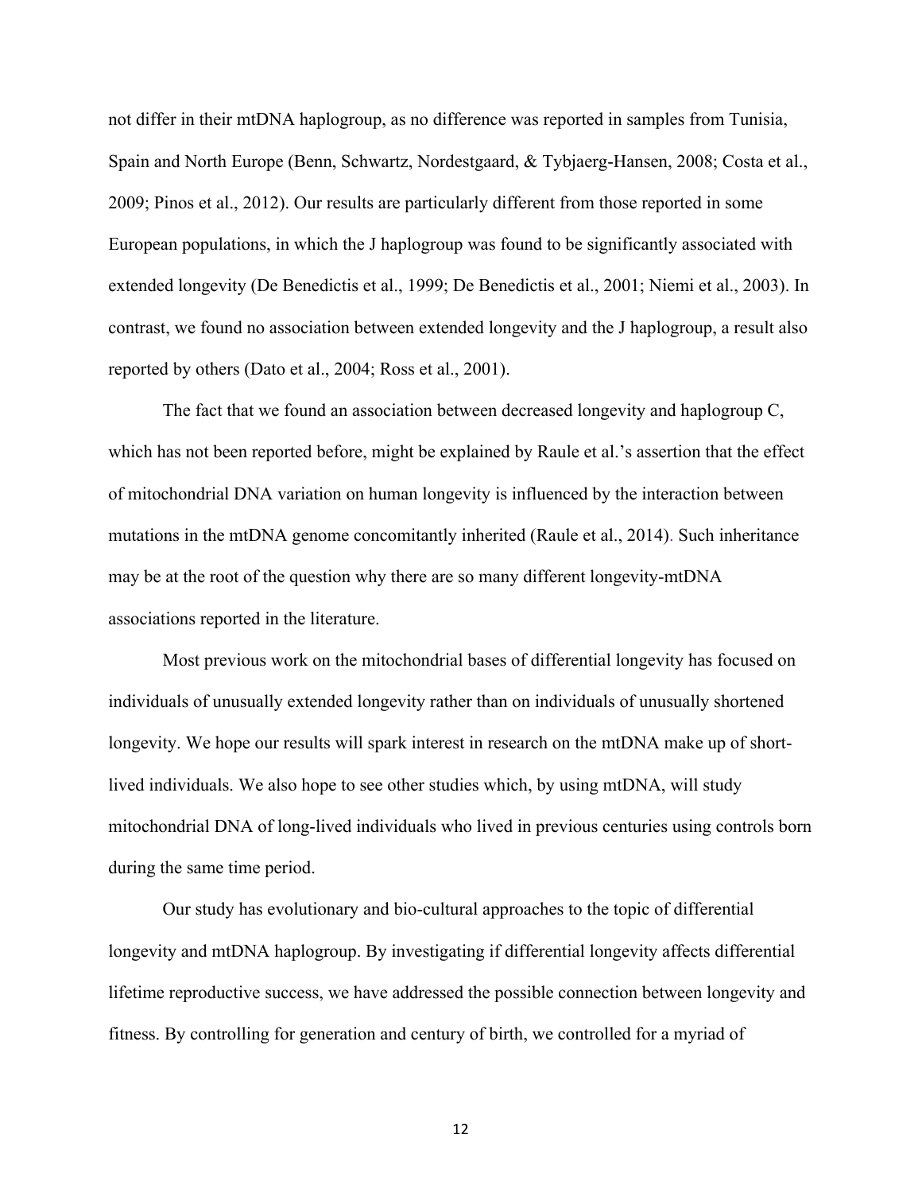not differ in their mtDNA haplogroup, as no difference was reported in samples from Tunisia, Spain and North Europe (Benn, Schwartz, Nordestgaard, & Tybjaerg-Hansen, 2008; Costa et al., 2009; Pinos et al., 2012). Our results are particularly different from those reported in some European populations, in which the J haplogroup was found to be significantly associated with extended longevity (De Benedictis et al., 1999; De Benedictis et al., 2001; Niemi et al., 2003). In contrast, we found no association between extended longevity and the J haplogroup, a result also reported by others (Dato et al., 2004; Ross et al., 2001).

The fact that we found an association between decreased longevity and haplogroup C, which has not been reported before, might be explained by Raule et al.'s assertion that the effect of mitochondrial DNA variation on human longevity is influenced by the interaction between mutations in the mtDNA genome concomitantly inherited (Raule et al., 2014). Such inheritance may be at the root of the question why there are so many different longevity-mtDNA associations reported in the literature.

Most previous work on the mitochondrial bases of differential longevity has focused on individuals of unusually extended longevity rather than on individuals of unusually shortened longevity. We hope our results will spark interest in research on the mtDNA make up of short-lived individuals. We also hope to see other studies which, by using mtDNA, will study mitochondrial DNA of long-lived individuals who lived in previous centuries using controls born during the same time period.

Our study has evolutionary and bio-cultural approaches to the topic of differential longevity and mtDNA haplogroup. By investigating if differential longevity affects differential lifetime reproductive success, we have addressed the possible connection between longevity and fitness. By controlling for generation and century of birth, we controlled for a myriad of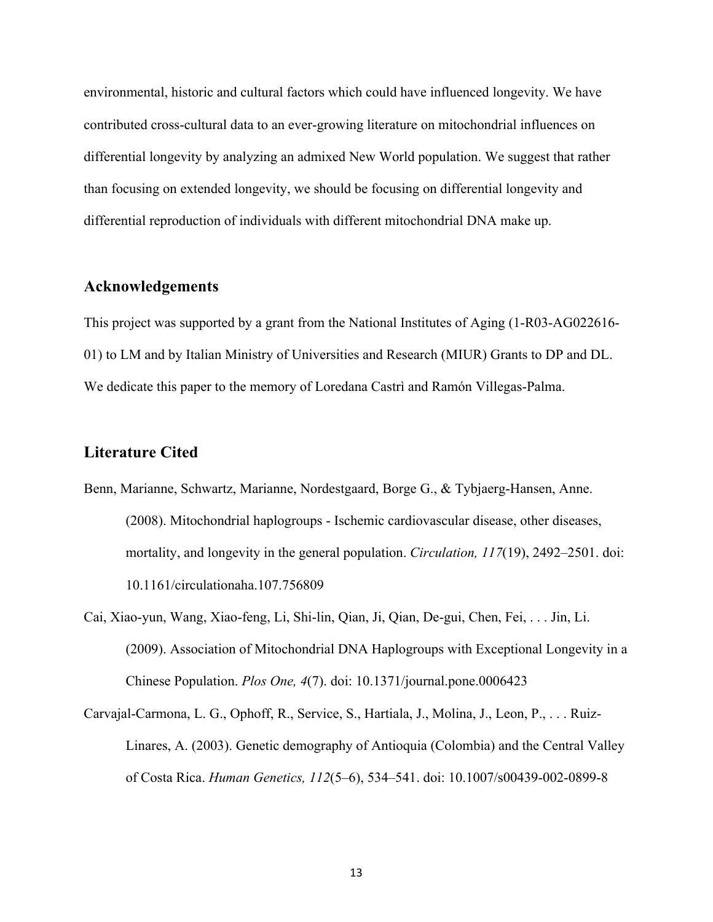environmental, historic and cultural factors which could have influenced longevity. We have contributed cross-cultural data to an ever-growing literature on mitochondrial influences on differential longevity by analyzing an admixed New World population. We suggest that rather than focusing on extended longevity, we should be focusing on differential longevity and differential reproduction of individuals with different mitochondrial DNA make up.

## Acknowledgements

This project was supported by a grant from the National Institutes of Aging (1-R03-AG022616-01) to LM and by Italian Ministry of Universities and Research (MIUR) Grants to DP and DL. We dedicate this paper to the memory of Loredana Castrì and Ramón Villegas-Palma.

## Literature Cited

Benn, Marianne, Schwartz, Marianne, Nordestgaard, Borge G., & Tybjaerg-Hansen, Anne. (2008). Mitochondrial haplogroups - Ischemic cardiovascular disease, other diseases, mortality, and longevity in the general population. *Circulation, 117*(19), 2492–2501. doi: 10.1161/circulationaha.107.756809

Cai, Xiao-yun, Wang, Xiao-feng, Li, Shi-lin, Qian, Ji, Qian, De-gui, Chen, Fei, . . . Jin, Li. (2009). Association of Mitochondrial DNA Haplogroups with Exceptional Longevity in a Chinese Population. *Plos One, 4*(7). doi: 10.1371/journal.pone.0006423

Carvajal-Carmona, L. G., Ophoff, R., Service, S., Hartiala, J., Molina, J., Leon, P., . . . Ruiz-Linares, A. (2003). Genetic demography of Antioquia (Colombia) and the Central Valley of Costa Rica. *Human Genetics, 112*(5–6), 534–541. doi: 10.1007/s00439-002-0899-8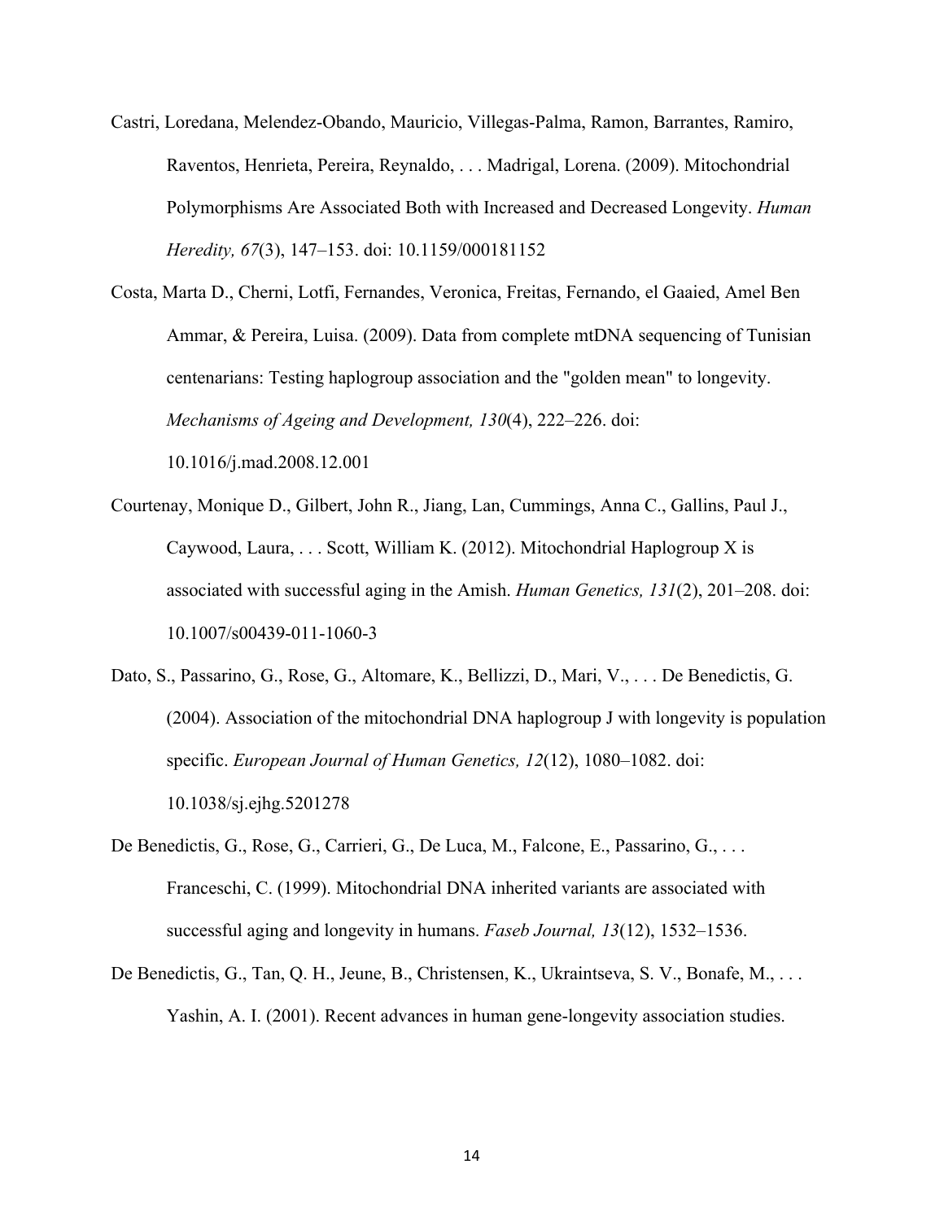Castri, Loredana, Melendez-Obando, Mauricio, Villegas-Palma, Ramon, Barrantes, Ramiro, Raventos, Henrieta, Pereira, Reynaldo, . . . Madrigal, Lorena. (2009). Mitochondrial Polymorphisms Are Associated Both with Increased and Decreased Longevity. *Human Heredity, 67*(3), 147–153. doi: 10.1159/000181152

Costa, Marta D., Cherni, Lotfi, Fernandes, Veronica, Freitas, Fernando, el Gaaied, Amel Ben Ammar, & Pereira, Luisa. (2009). Data from complete mtDNA sequencing of Tunisian centenarians: Testing haplogroup association and the "golden mean" to longevity. *Mechanisms of Ageing and Development, 130*(4), 222–226. doi: 10.1016/j.mad.2008.12.001

Courtenay, Monique D., Gilbert, John R., Jiang, Lan, Cummings, Anna C., Gallins, Paul J., Caywood, Laura, . . . Scott, William K. (2012). Mitochondrial Haplogroup X is associated with successful aging in the Amish. *Human Genetics, 131*(2), 201–208. doi: 10.1007/s00439-011-1060-3

Dato, S., Passarino, G., Rose, G., Altomare, K., Bellizzi, D., Mari, V., . . . De Benedictis, G. (2004). Association of the mitochondrial DNA haplogroup J with longevity is population specific. *European Journal of Human Genetics, 12*(12), 1080–1082. doi: 10.1038/sj.ejhg.5201278

De Benedictis, G., Rose, G., Carrieri, G., De Luca, M., Falcone, E., Passarino, G., . . . Franceschi, C. (1999). Mitochondrial DNA inherited variants are associated with successful aging and longevity in humans. *Faseb Journal, 13*(12), 1532–1536.

De Benedictis, G., Tan, Q. H., Jeune, B., Christensen, K., Ukraintseva, S. V., Bonafe, M., . . . Yashin, A. I. (2001). Recent advances in human gene-longevity association studies.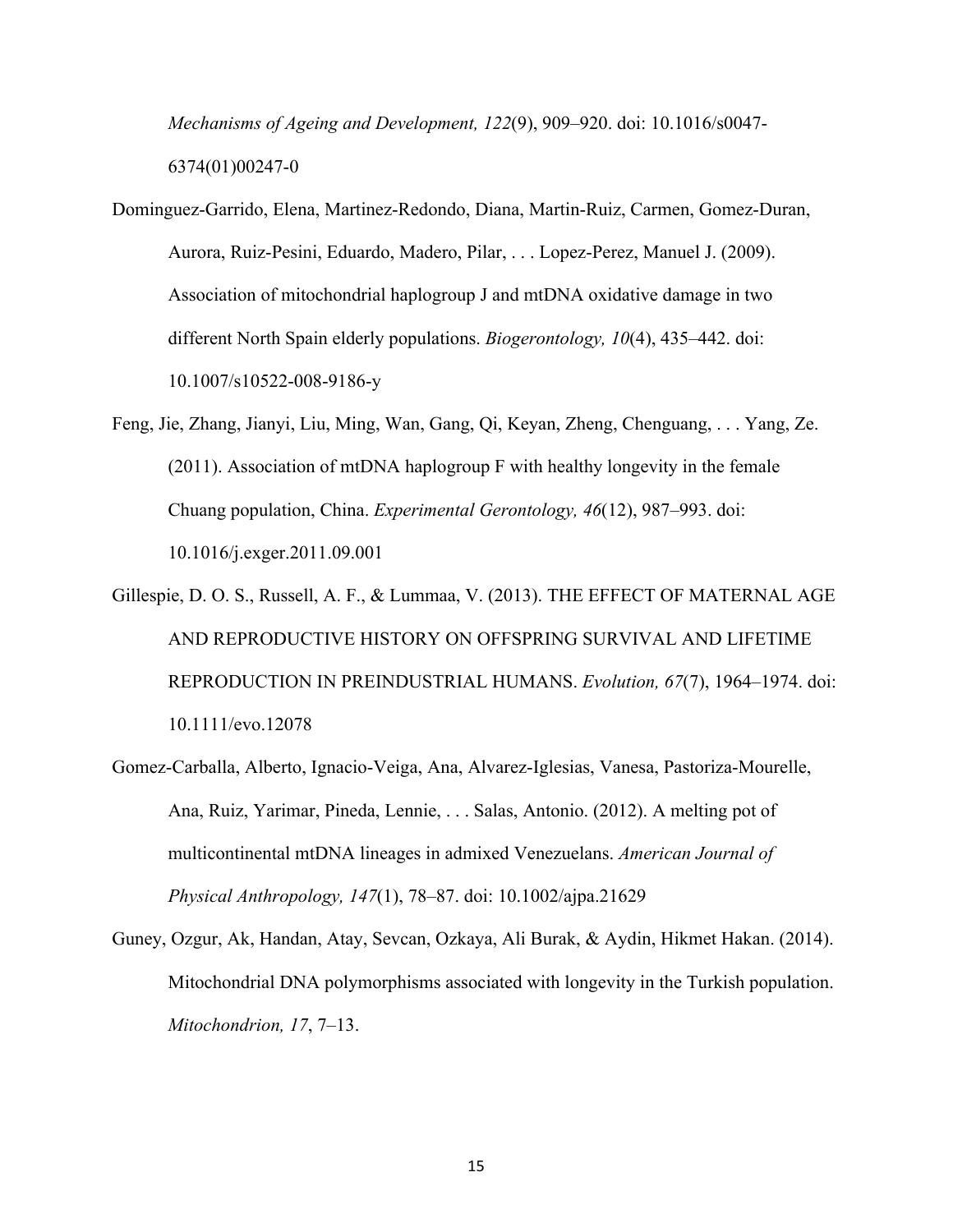*Mechanisms of Ageing and Development, 122*(9), 909–920. doi: 10.1016/s0047-6374(01)00247-0

Dominguez-Garrido, Elena, Martinez-Redondo, Diana, Martin-Ruiz, Carmen, Gomez-Duran, Aurora, Ruiz-Pesini, Eduardo, Madero, Pilar, . . . Lopez-Perez, Manuel J. (2009). Association of mitochondrial haplogroup J and mtDNA oxidative damage in two different North Spain elderly populations. *Biogerontology, 10*(4), 435–442. doi: 10.1007/s10522-008-9186-y

Feng, Jie, Zhang, Jianyi, Liu, Ming, Wan, Gang, Qi, Keyan, Zheng, Chenguang, . . . Yang, Ze. (2011). Association of mtDNA haplogroup F with healthy longevity in the female Chuang population, China. *Experimental Gerontology, 46*(12), 987–993. doi: 10.1016/j.exger.2011.09.001

Gillespie, D. O. S., Russell, A. F., & Lummaa, V. (2013). THE EFFECT OF MATERNAL AGE AND REPRODUCTIVE HISTORY ON OFFSPRING SURVIVAL AND LIFETIME REPRODUCTION IN PREINDUSTRIAL HUMANS. *Evolution, 67*(7), 1964–1974. doi: 10.1111/evo.12078

Gomez-Carballa, Alberto, Ignacio-Veiga, Ana, Alvarez-Iglesias, Vanesa, Pastoriza-Mourelle, Ana, Ruiz, Yarimar, Pineda, Lennie, . . . Salas, Antonio. (2012). A melting pot of multicontinental mtDNA lineages in admixed Venezuelans. *American Journal of Physical Anthropology, 147*(1), 78–87. doi: 10.1002/ajpa.21629

Guney, Ozgur, Ak, Handan, Atay, Sevcan, Ozkaya, Ali Burak, & Aydin, Hikmet Hakan. (2014). Mitochondrial DNA polymorphisms associated with longevity in the Turkish population. *Mitochondrion, 17*, 7–13.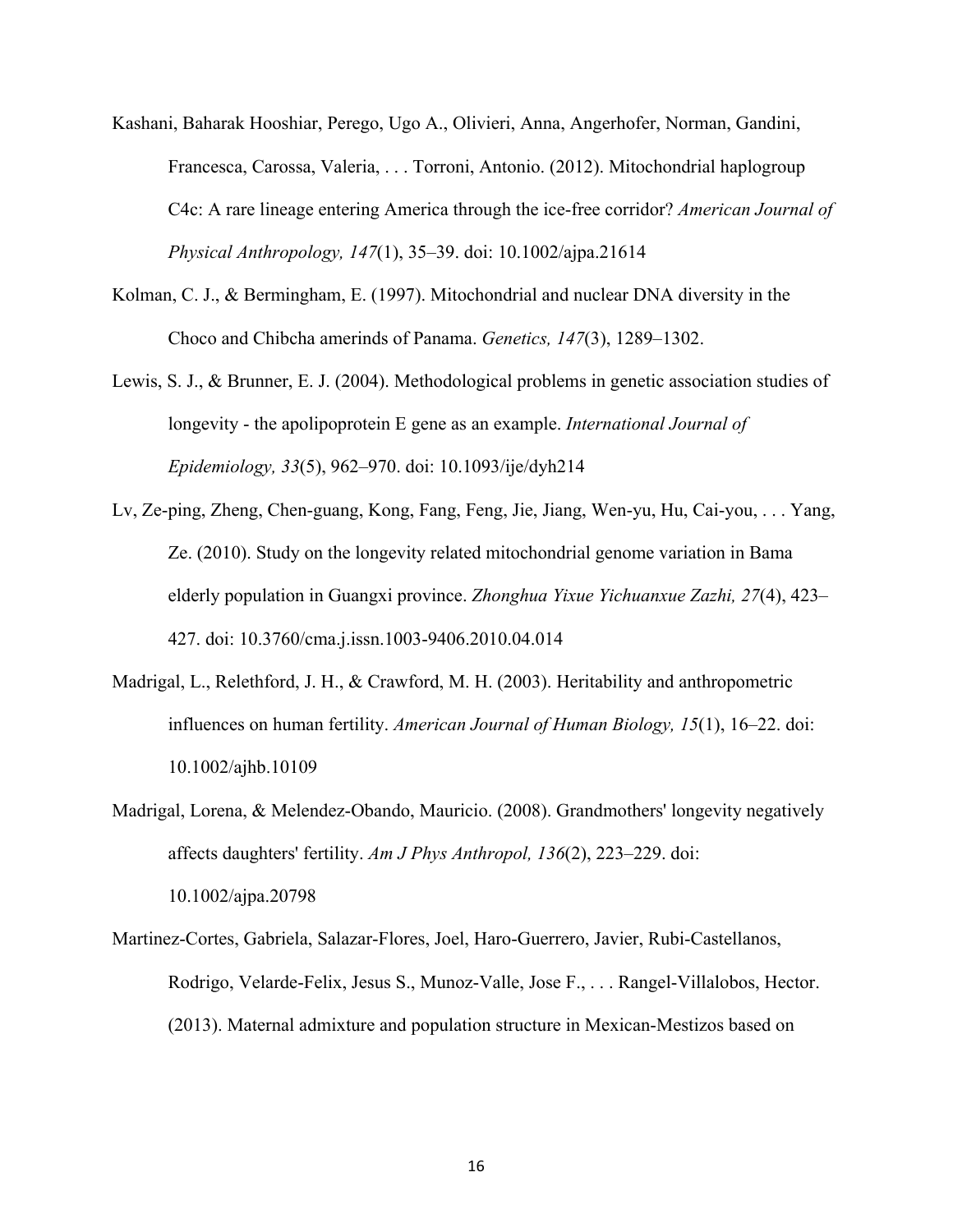Kashani, Baharak Hooshiar, Perego, Ugo A., Olivieri, Anna, Angerhofer, Norman, Gandini, Francesca, Carossa, Valeria, . . . Torroni, Antonio. (2012). Mitochondrial haplogroup C4c: A rare lineage entering America through the ice-free corridor? *American Journal of Physical Anthropology, 147*(1), 35–39. doi: 10.1002/ajpa.21614

Kolman, C. J., & Bermingham, E. (1997). Mitochondrial and nuclear DNA diversity in the Choco and Chibcha amerinds of Panama. *Genetics, 147*(3), 1289–1302.

Lewis, S. J., & Brunner, E. J. (2004). Methodological problems in genetic association studies of longevity - the apolipoprotein E gene as an example. *International Journal of Epidemiology, 33*(5), 962–970. doi: 10.1093/ije/dyh214

Lv, Ze-ping, Zheng, Chen-guang, Kong, Fang, Feng, Jie, Jiang, Wen-yu, Hu, Cai-you, . . . Yang, Ze. (2010). Study on the longevity related mitochondrial genome variation in Bama elderly population in Guangxi province. *Zhonghua Yixue Yichuanxue Zazhi, 27*(4), 423–427. doi: 10.3760/cma.j.issn.1003-9406.2010.04.014

Madrigal, L., Relethford, J. H., & Crawford, M. H. (2003). Heritability and anthropometric influences on human fertility. *American Journal of Human Biology, 15*(1), 16–22. doi: 10.1002/ajhb.10109

Madrigal, Lorena, & Melendez-Obando, Mauricio. (2008). Grandmothers' longevity negatively affects daughters' fertility. *Am J Phys Anthropol, 136*(2), 223–229. doi: 10.1002/ajpa.20798

Martinez-Cortes, Gabriela, Salazar-Flores, Joel, Haro-Guerrero, Javier, Rubi-Castellanos, Rodrigo, Velarde-Felix, Jesus S., Munoz-Valle, Jose F., . . . Rangel-Villalobos, Hector. (2013). Maternal admixture and population structure in Mexican-Mestizos based on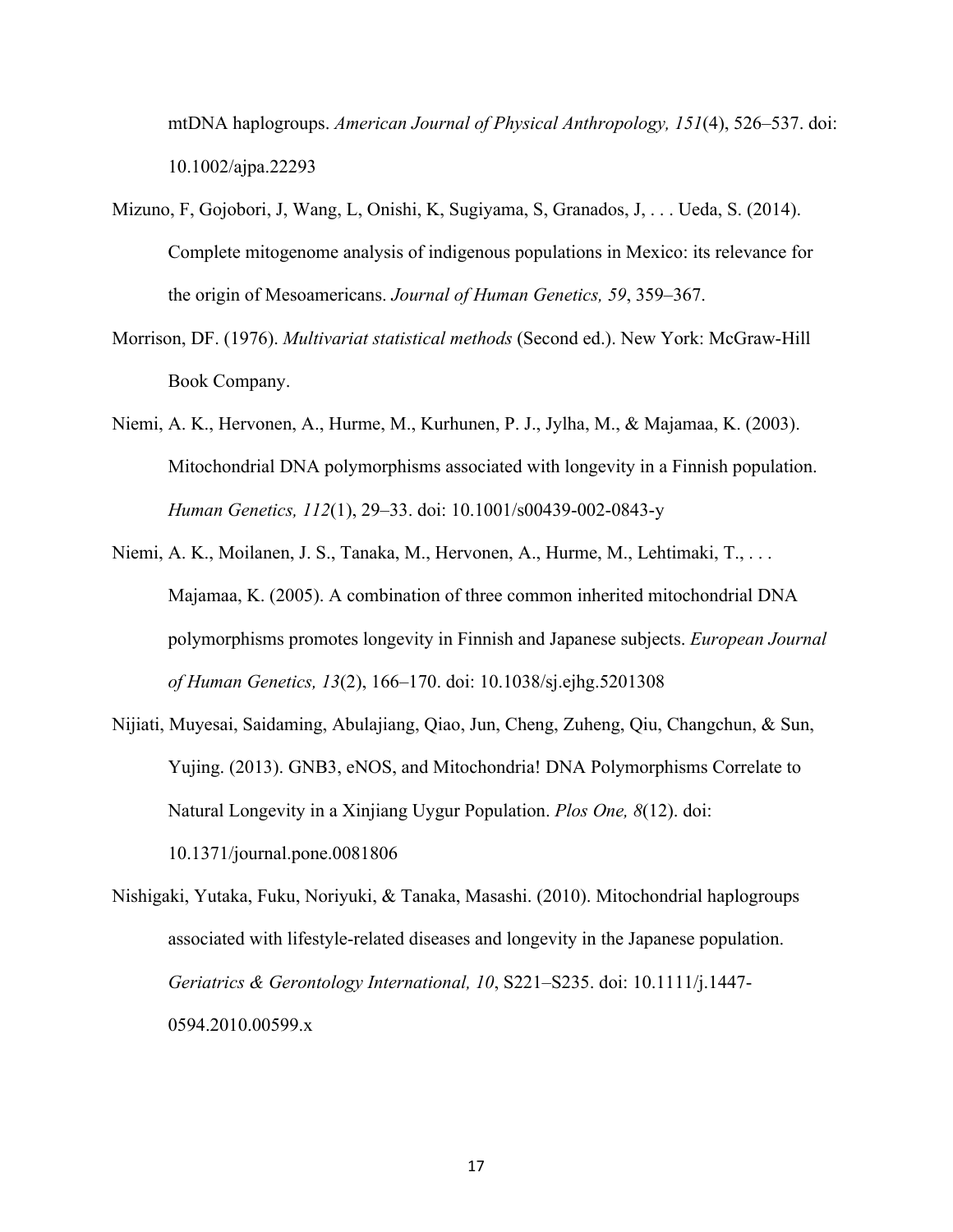mtDNA haplogroups. *American Journal of Physical Anthropology, 151*(4), 526–537. doi: 10.1002/ajpa.22293

Mizuno, F, Gojobori, J, Wang, L, Onishi, K, Sugiyama, S, Granados, J, . . . Ueda, S. (2014). Complete mitogenome analysis of indigenous populations in Mexico: its relevance for the origin of Mesoamericans. *Journal of Human Genetics, 59*, 359–367.

Morrison, DF. (1976). *Multivariat statistical methods* (Second ed.). New York: McGraw-Hill Book Company.

Niemi, A. K., Hervonen, A., Hurme, M., Kurhunen, P. J., Jylha, M., & Majamaa, K. (2003). Mitochondrial DNA polymorphisms associated with longevity in a Finnish population. *Human Genetics, 112*(1), 29–33. doi: 10.1001/s00439-002-0843-y

Niemi, A. K., Moilanen, J. S., Tanaka, M., Hervonen, A., Hurme, M., Lehtimaki, T., . . . Majamaa, K. (2005). A combination of three common inherited mitochondrial DNA polymorphisms promotes longevity in Finnish and Japanese subjects. *European Journal of Human Genetics, 13*(2), 166–170. doi: 10.1038/sj.ejhg.5201308

Nijiati, Muyesai, Saidaming, Abulajiang, Qiao, Jun, Cheng, Zuheng, Qiu, Changchun, & Sun, Yujing. (2013). GNB3, eNOS, and Mitochondria! DNA Polymorphisms Correlate to Natural Longevity in a Xinjiang Uygur Population. *Plos One, 8*(12). doi: 10.1371/journal.pone.0081806

Nishigaki, Yutaka, Fuku, Noriyuki, & Tanaka, Masashi. (2010). Mitochondrial haplogroups associated with lifestyle-related diseases and longevity in the Japanese population. *Geriatrics & Gerontology International, 10*, S221–S235. doi: 10.1111/j.1447-0594.2010.00599.x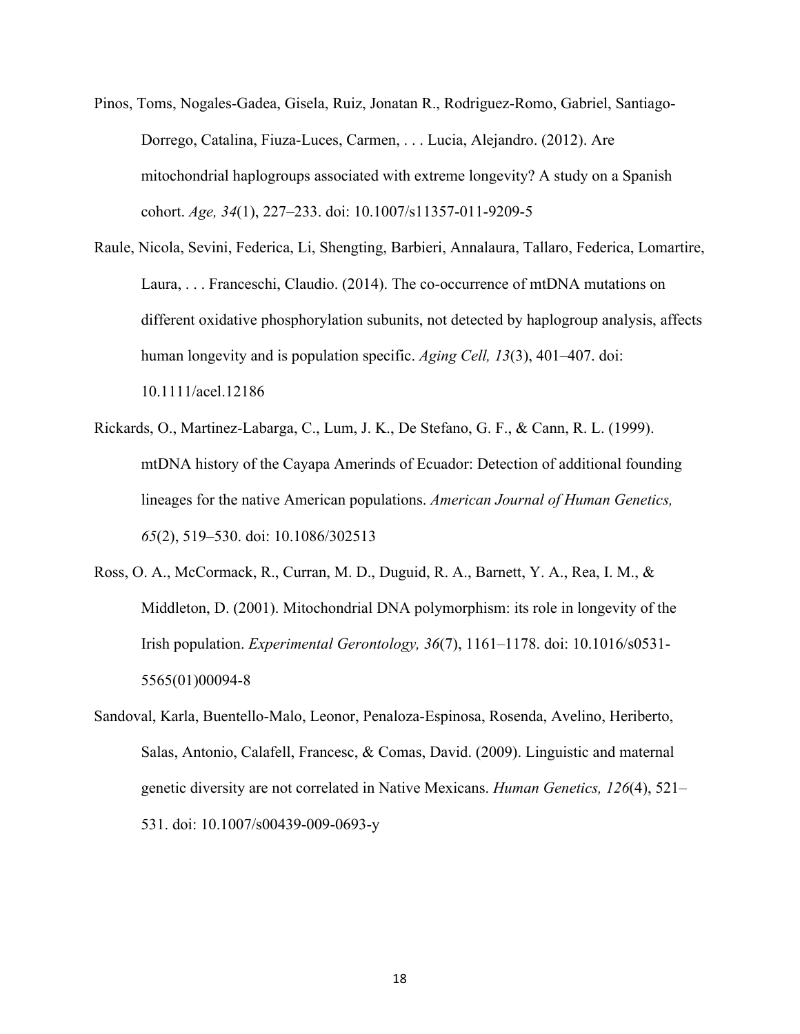Pinos, Toms, Nogales-Gadea, Gisela, Ruiz, Jonatan R., Rodriguez-Romo, Gabriel, Santiago-Dorrego, Catalina, Fiuza-Luces, Carmen, . . . Lucia, Alejandro. (2012). Are mitochondrial haplogroups associated with extreme longevity? A study on a Spanish cohort. *Age, 34*(1), 227–233. doi: 10.1007/s11357-011-9209-5

Raule, Nicola, Sevini, Federica, Li, Shengting, Barbieri, Annalaura, Tallaro, Federica, Lomartire, Laura, . . . Franceschi, Claudio. (2014). The co-occurrence of mtDNA mutations on different oxidative phosphorylation subunits, not detected by haplogroup analysis, affects human longevity and is population specific. *Aging Cell, 13*(3), 401–407. doi: 10.1111/acel.12186

Rickards, O., Martinez-Labarga, C., Lum, J. K., De Stefano, G. F., & Cann, R. L. (1999). mtDNA history of the Cayapa Amerinds of Ecuador: Detection of additional founding lineages for the native American populations. *American Journal of Human Genetics, 65*(2), 519–530. doi: 10.1086/302513

Ross, O. A., McCormack, R., Curran, M. D., Duguid, R. A., Barnett, Y. A., Rea, I. M., & Middleton, D. (2001). Mitochondrial DNA polymorphism: its role in longevity of the Irish population. *Experimental Gerontology, 36*(7), 1161–1178. doi: 10.1016/s0531-5565(01)00094-8

Sandoval, Karla, Buentello-Malo, Leonor, Penaloza-Espinosa, Rosenda, Avelino, Heriberto, Salas, Antonio, Calafell, Francesc, & Comas, David. (2009). Linguistic and maternal genetic diversity are not correlated in Native Mexicans. *Human Genetics, 126*(4), 521–531. doi: 10.1007/s00439-009-0693-y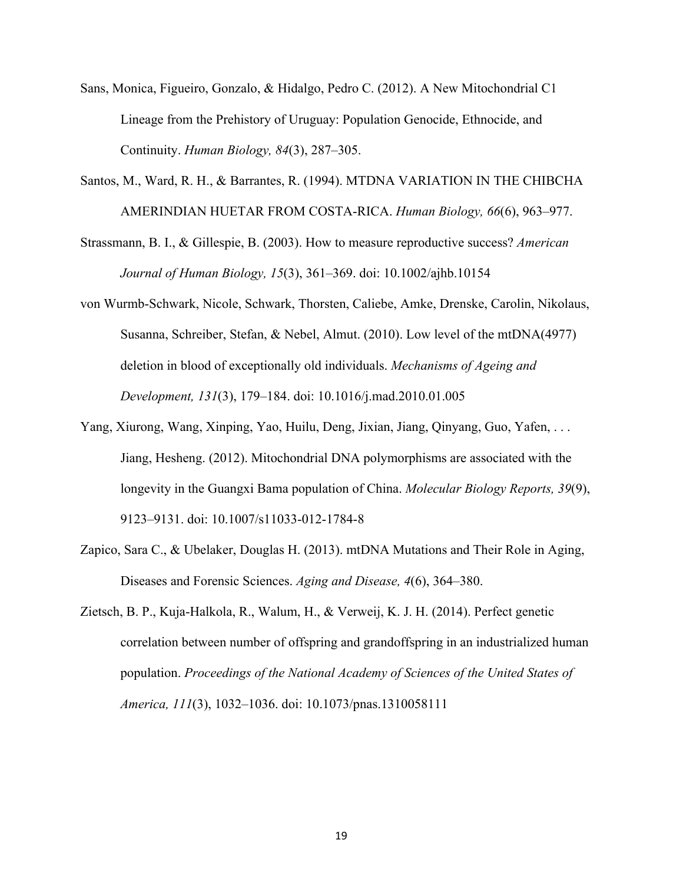Sans, Monica, Figueiro, Gonzalo, & Hidalgo, Pedro C. (2012). A New Mitochondrial C1 Lineage from the Prehistory of Uruguay: Population Genocide, Ethnocide, and Continuity. *Human Biology, 84*(3), 287–305.

Santos, M., Ward, R. H., & Barrantes, R. (1994). MTDNA VARIATION IN THE CHIBCHA AMERINDIAN HUETAR FROM COSTA-RICA. *Human Biology, 66*(6), 963–977.

Strassmann, B. I., & Gillespie, B. (2003). How to measure reproductive success? *American Journal of Human Biology, 15*(3), 361–369. doi: 10.1002/ajhb.10154

von Wurmb-Schwark, Nicole, Schwark, Thorsten, Caliebe, Amke, Drenske, Carolin, Nikolaus, Susanna, Schreiber, Stefan, & Nebel, Almut. (2010). Low level of the mtDNA(4977) deletion in blood of exceptionally old individuals. *Mechanisms of Ageing and Development, 131*(3), 179–184. doi: 10.1016/j.mad.2010.01.005

Yang, Xiurong, Wang, Xinping, Yao, Huilu, Deng, Jixian, Jiang, Qinyang, Guo, Yafen, . . . Jiang, Hesheng. (2012). Mitochondrial DNA polymorphisms are associated with the longevity in the Guangxi Bama population of China. *Molecular Biology Reports, 39*(9), 9123–9131. doi: 10.1007/s11033-012-1784-8

Zapico, Sara C., & Ubelaker, Douglas H. (2013). mtDNA Mutations and Their Role in Aging, Diseases and Forensic Sciences. *Aging and Disease, 4*(6), 364–380.

Zietsch, B. P., Kuja-Halkola, R., Walum, H., & Verweij, K. J. H. (2014). Perfect genetic correlation between number of offspring and grandoffspring in an industrialized human population. *Proceedings of the National Academy of Sciences of the United States of America, 111*(3), 1032–1036. doi: 10.1073/pnas.1310058111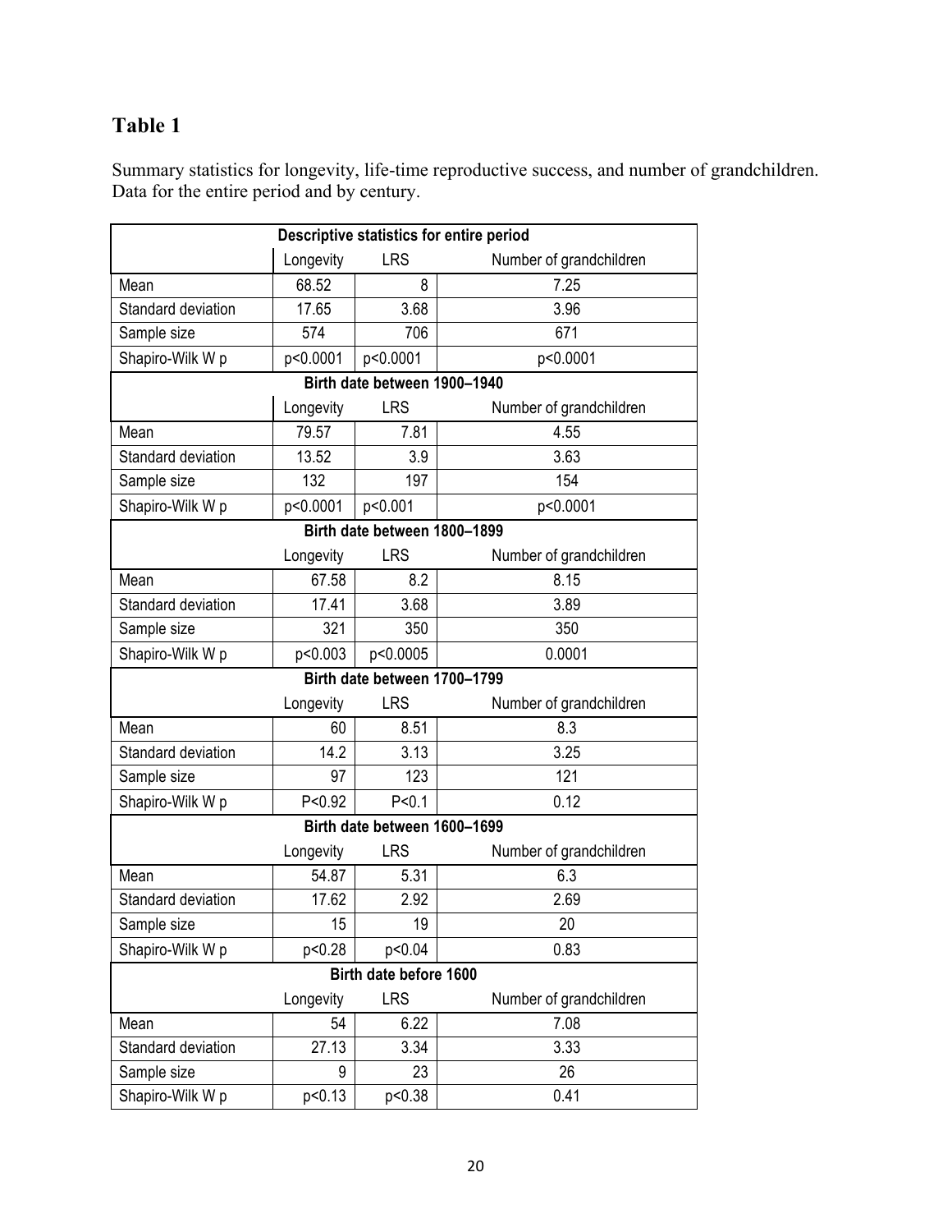## Table 1

Summary statistics for longevity, life-time reproductive success, and number of grandchildren. Data for the entire period and by century.

| Descriptive statistics for entire period | | | |
|---|---|---|---|
| | Longevity | LRS | Number of grandchildren |
| Mean | 68.52 | 8 | 7.25 |
| Standard deviation | 17.65 | 3.68 | 3.96 |
| Sample size | 574 | 706 | 671 |
| Shapiro-Wilk W p | p<0.0001 | p<0.0001 | p<0.0001 |
| **Birth date between 1900–1940** | | | |
| | Longevity | LRS | Number of grandchildren |
| Mean | 79.57 | 7.81 | 4.55 |
| Standard deviation | 13.52 | 3.9 | 3.63 |
| Sample size | 132 | 197 | 154 |
| Shapiro-Wilk W p | p<0.0001 | p<0.001 | p<0.0001 |
| **Birth date between 1800–1899** | | | |
| | Longevity | LRS | Number of grandchildren |
| Mean | 67.58 | 8.2 | 8.15 |
| Standard deviation | 17.41 | 3.68 | 3.89 |
| Sample size | 321 | 350 | 350 |
| Shapiro-Wilk W p | p<0.003 | p<0.0005 | 0.0001 |
| **Birth date between 1700–1799** | | | |
| | Longevity | LRS | Number of grandchildren |
| Mean | 60 | 8.51 | 8.3 |
| Standard deviation | 14.2 | 3.13 | 3.25 |
| Sample size | 97 | 123 | 121 |
| Shapiro-Wilk W p | P<0.92 | P<0.1 | 0.12 |
| **Birth date between 1600–1699** | | | |
| | Longevity | LRS | Number of grandchildren |
| Mean | 54.87 | 5.31 | 6.3 |
| Standard deviation | 17.62 | 2.92 | 2.69 |
| Sample size | 15 | 19 | 20 |
| Shapiro-Wilk W p | p<0.28 | p<0.04 | 0.83 |
| **Birth date before 1600** | | | |
| | Longevity | LRS | Number of grandchildren |
| Mean | 54 | 6.22 | 7.08 |
| Standard deviation | 27.13 | 3.34 | 3.33 |
| Sample size | 9 | 23 | 26 |
| Shapiro-Wilk W p | p<0.13 | p<0.38 | 0.41 |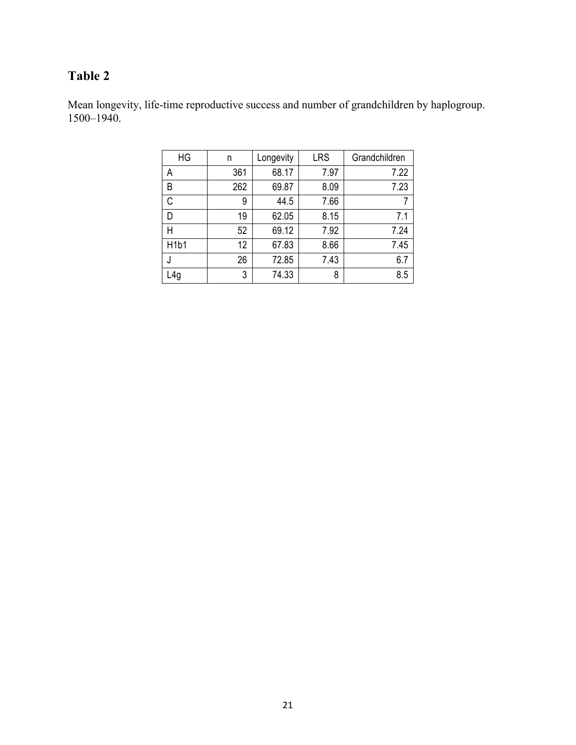## Table 2

Mean longevity, life-time reproductive success and number of grandchildren by haplogroup. 1500–1940.

| HG | n | Longevity | LRS | Grandchildren |
|---|---|---|---|---|
| A | 361 | 68.17 | 7.97 | 7.22 |
| B | 262 | 69.87 | 8.09 | 7.23 |
| C | 9 | 44.5 | 7.66 | 7 |
| D | 19 | 62.05 | 8.15 | 7.1 |
| H | 52 | 69.12 | 7.92 | 7.24 |
| H1b1 | 12 | 67.83 | 8.66 | 7.45 |
| J | 26 | 72.85 | 7.43 | 6.7 |
| L4g | 3 | 74.33 | 8 | 8.5 |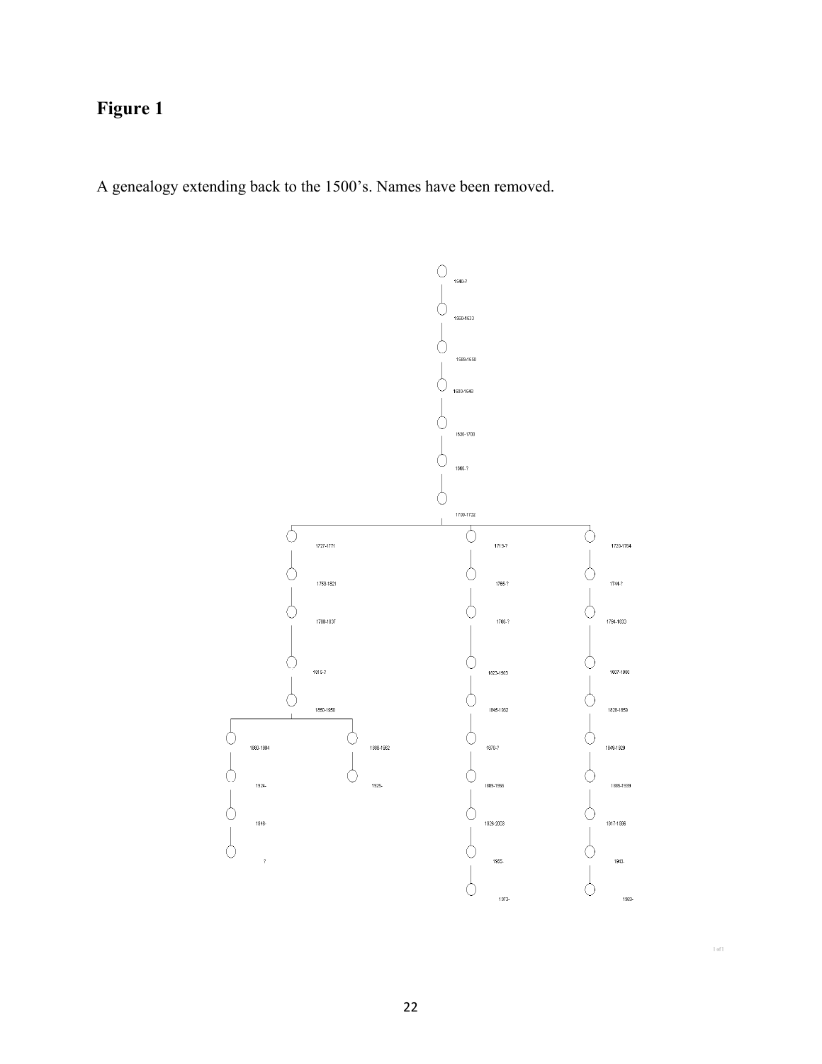# Figure 1

A genealogy extending back to the 1500's. Names have been removed.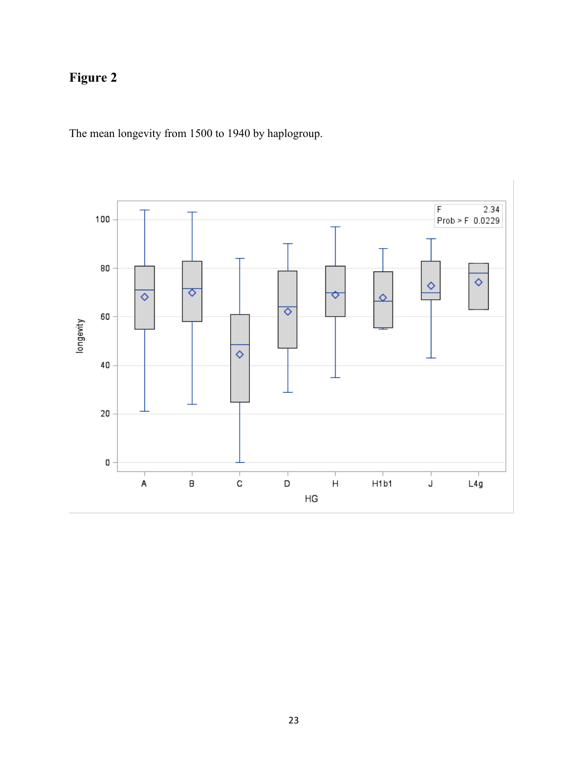**Figure 2**

The mean longevity from 1500 to 1940 by haplogroup.

F 2.34
Prob > F 0.0229

longevity

0
20
40
60
80
100

A
B
C
D
H
H1b1
J
L4g

HG